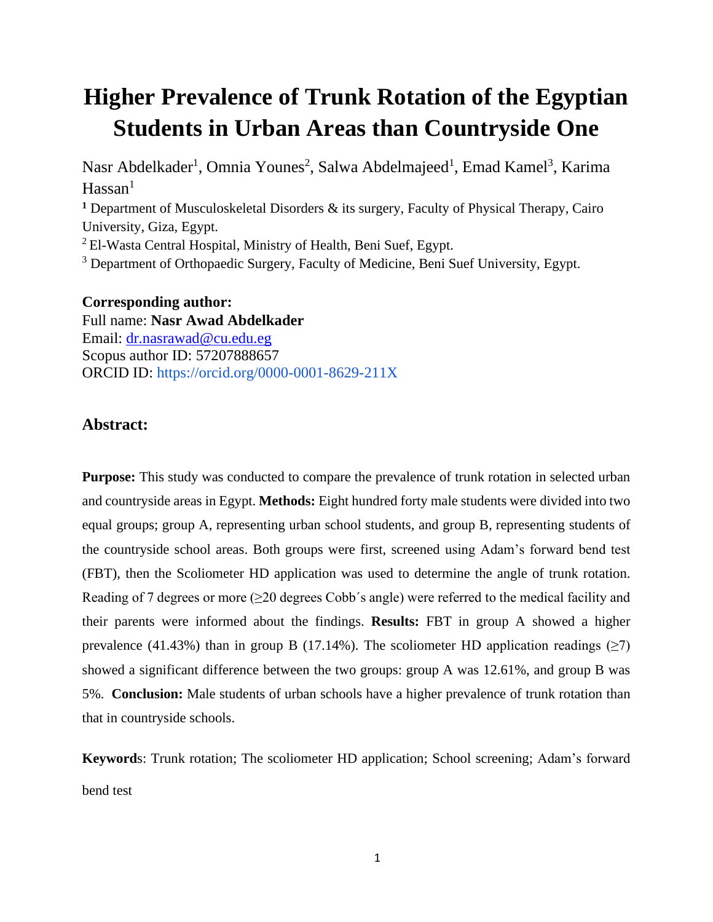# Higher Prevalence of Trunk Rotation of the Egyptian Students in Urban Areas than Countryside One

Nasr Abdelkader[1], Omnia Younes[2], Salwa Abdelmajeed[1], Emad Kamel[3], Karima Hassan[1]

[1] Department of Musculoskeletal Disorders & its surgery, Faculty of Physical Therapy, Cairo University, Giza, Egypt.

[2] El-Wasta Central Hospital, Ministry of Health, Beni Suef, Egypt.

[3] Department of Orthopaedic Surgery, Faculty of Medicine, Beni Suef University, Egypt.

**Corresponding author:**
Full name: **Nasr Awad Abdelkader**
Email: dr.nasrawad@cu.edu.eg
Scopus author ID: 57207888657
ORCID ID: https://orcid.org/0000-0001-8629-211X

## Abstract:

**Purpose:** This study was conducted to compare the prevalence of trunk rotation in selected urban and countryside areas in Egypt. **Methods:** Eight hundred forty male students were divided into two equal groups; group A, representing urban school students, and group B, representing students of the countryside school areas. Both groups were first, screened using Adam's forward bend test (FBT), then the Scoliometer HD application was used to determine the angle of trunk rotation. Reading of 7 degrees or more (≥20 degrees Cobb´s angle) were referred to the medical facility and their parents were informed about the findings. **Results:** FBT in group A showed a higher prevalence (41.43%) than in group B (17.14%). The scoliometer HD application readings (≥7) showed a significant difference between the two groups: group A was 12.61%, and group B was 5%. **Conclusion:** Male students of urban schools have a higher prevalence of trunk rotation than that in countryside schools.

**Keyword**s: Trunk rotation; The scoliometer HD application; School screening; Adam's forward bend test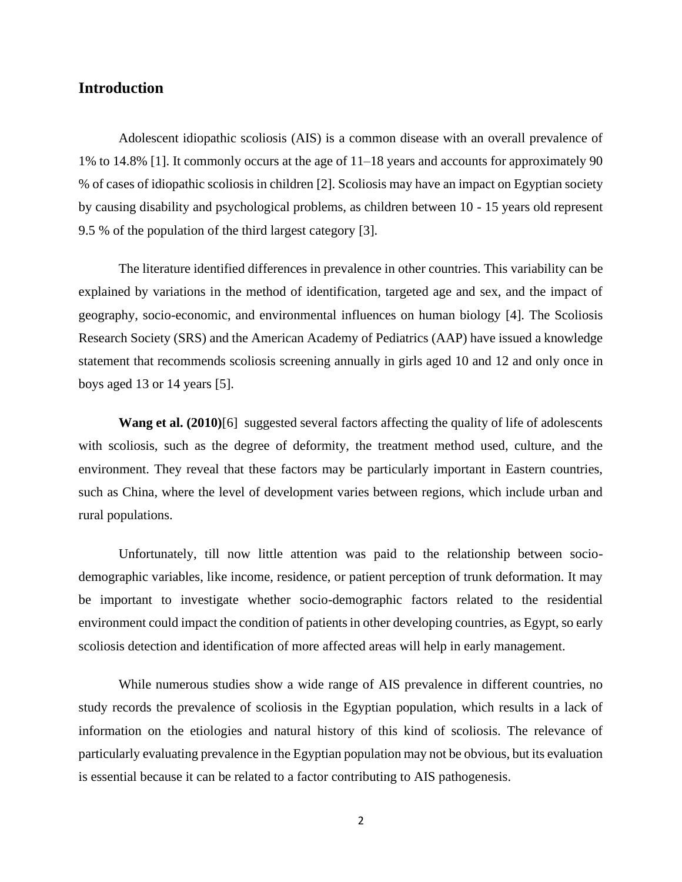## Introduction

Adolescent idiopathic scoliosis (AIS) is a common disease with an overall prevalence of 1% to 14.8% [1]. It commonly occurs at the age of 11–18 years and accounts for approximately 90 % of cases of idiopathic scoliosis in children [2]. Scoliosis may have an impact on Egyptian society by causing disability and psychological problems, as children between 10 - 15 years old represent 9.5 % of the population of the third largest category [3].

The literature identified differences in prevalence in other countries. This variability can be explained by variations in the method of identification, targeted age and sex, and the impact of geography, socio-economic, and environmental influences on human biology [4]. The Scoliosis Research Society (SRS) and the American Academy of Pediatrics (AAP) have issued a knowledge statement that recommends scoliosis screening annually in girls aged 10 and 12 and only once in boys aged 13 or 14 years [5].

**Wang et al. (2010)**[6] suggested several factors affecting the quality of life of adolescents with scoliosis, such as the degree of deformity, the treatment method used, culture, and the environment. They reveal that these factors may be particularly important in Eastern countries, such as China, where the level of development varies between regions, which include urban and rural populations.

Unfortunately, till now little attention was paid to the relationship between socio-demographic variables, like income, residence, or patient perception of trunk deformation. It may be important to investigate whether socio-demographic factors related to the residential environment could impact the condition of patients in other developing countries, as Egypt, so early scoliosis detection and identification of more affected areas will help in early management.

While numerous studies show a wide range of AIS prevalence in different countries, no study records the prevalence of scoliosis in the Egyptian population, which results in a lack of information on the etiologies and natural history of this kind of scoliosis. The relevance of particularly evaluating prevalence in the Egyptian population may not be obvious, but its evaluation is essential because it can be related to a factor contributing to AIS pathogenesis.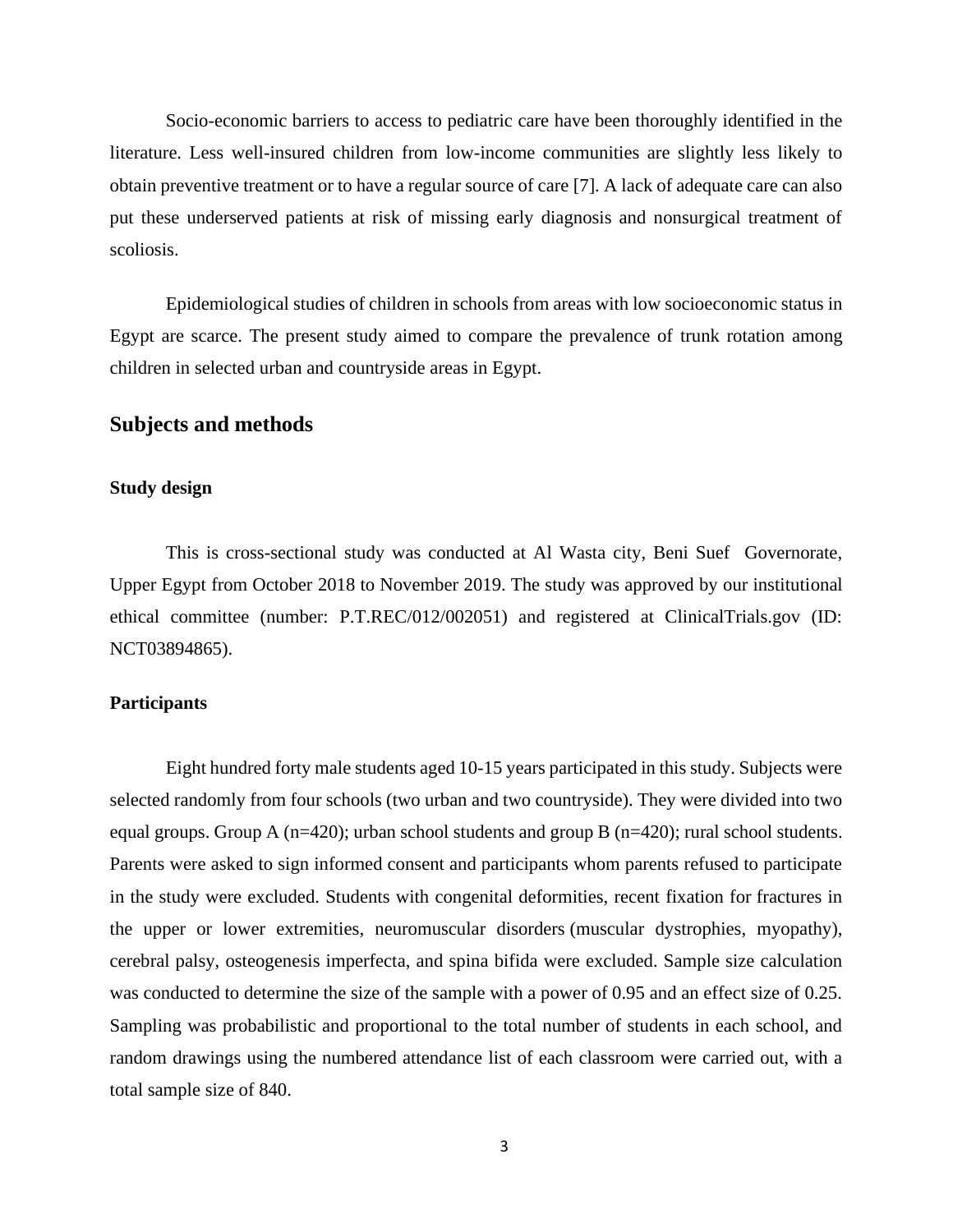Socio-economic barriers to access to pediatric care have been thoroughly identified in the literature. Less well-insured children from low-income communities are slightly less likely to obtain preventive treatment or to have a regular source of care [7]. A lack of adequate care can also put these underserved patients at risk of missing early diagnosis and nonsurgical treatment of scoliosis.

Epidemiological studies of children in schools from areas with low socioeconomic status in Egypt are scarce. The present study aimed to compare the prevalence of trunk rotation among children in selected urban and countryside areas in Egypt.

## Subjects and methods

### Study design

This is cross-sectional study was conducted at Al Wasta city, Beni Suef Governorate, Upper Egypt from October 2018 to November 2019. The study was approved by our institutional ethical committee (number: P.T.REC/012/002051) and registered at ClinicalTrials.gov (ID: NCT03894865).

### Participants

Eight hundred forty male students aged 10-15 years participated in this study. Subjects were selected randomly from four schools (two urban and two countryside). They were divided into two equal groups. Group A (n=420); urban school students and group B (n=420); rural school students. Parents were asked to sign informed consent and participants whom parents refused to participate in the study were excluded. Students with congenital deformities, recent fixation for fractures in the upper or lower extremities, neuromuscular disorders (muscular dystrophies, myopathy), cerebral palsy, osteogenesis imperfecta, and spina bifida were excluded. Sample size calculation was conducted to determine the size of the sample with a power of 0.95 and an effect size of 0.25. Sampling was probabilistic and proportional to the total number of students in each school, and random drawings using the numbered attendance list of each classroom were carried out, with a total sample size of 840.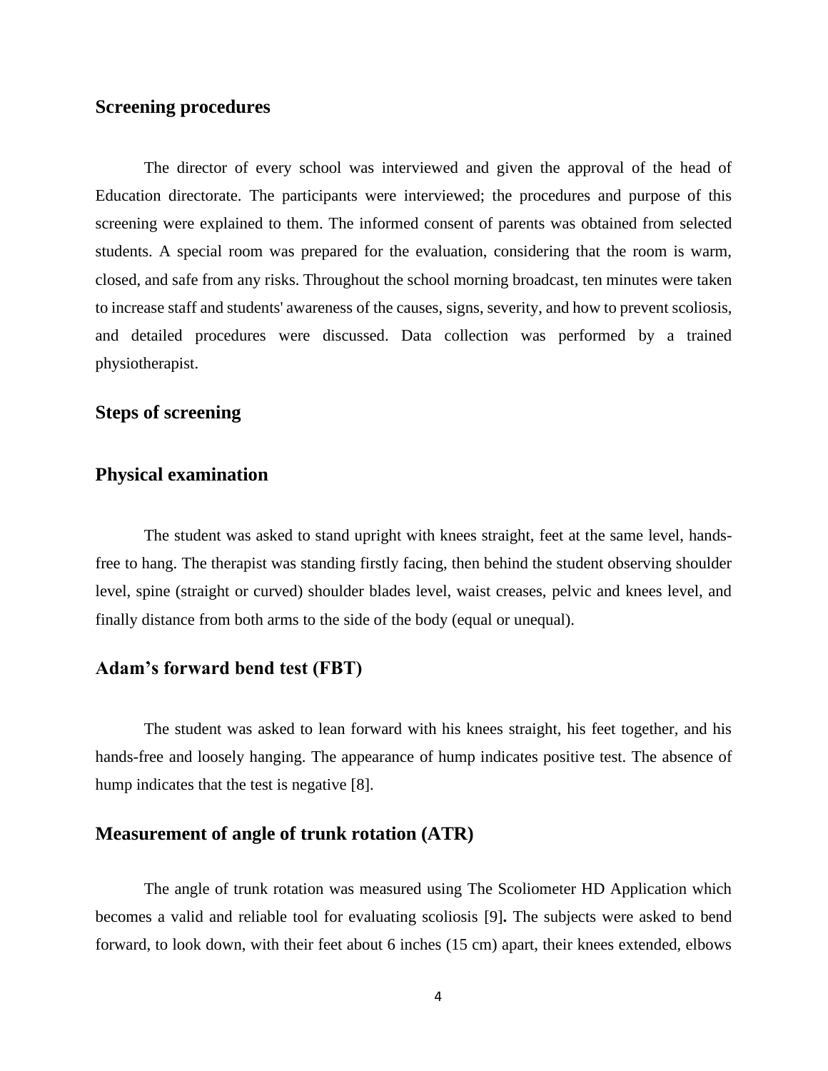## Screening procedures

The director of every school was interviewed and given the approval of the head of Education directorate. The participants were interviewed; the procedures and purpose of this screening were explained to them. The informed consent of parents was obtained from selected students. A special room was prepared for the evaluation, considering that the room is warm, closed, and safe from any risks. Throughout the school morning broadcast, ten minutes were taken to increase staff and students' awareness of the causes, signs, severity, and how to prevent scoliosis, and detailed procedures were discussed. Data collection was performed by a trained physiotherapist.

## Steps of screening

## Physical examination

The student was asked to stand upright with knees straight, feet at the same level, hands-free to hang. The therapist was standing firstly facing, then behind the student observing shoulder level, spine (straight or curved) shoulder blades level, waist creases, pelvic and knees level, and finally distance from both arms to the side of the body (equal or unequal).

## Adam's forward bend test (FBT)

The student was asked to lean forward with his knees straight, his feet together, and his hands-free and loosely hanging. The appearance of hump indicates positive test. The absence of hump indicates that the test is negative [8].

## Measurement of angle of trunk rotation (ATR)

The angle of trunk rotation was measured using The Scoliometer HD Application which becomes a valid and reliable tool for evaluating scoliosis [9]**.** The subjects were asked to bend forward, to look down, with their feet about 6 inches (15 cm) apart, their knees extended, elbows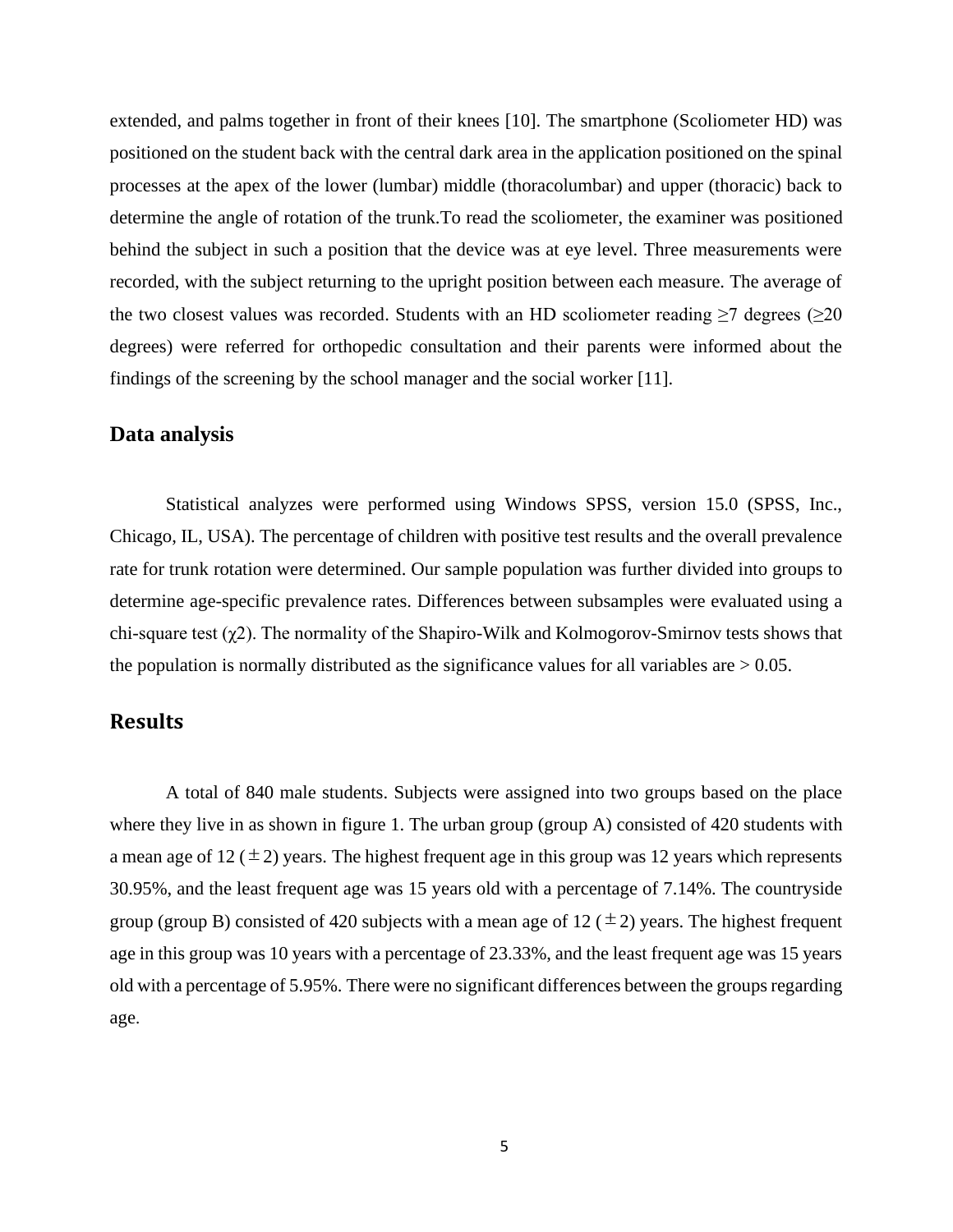extended, and palms together in front of their knees [10]. The smartphone (Scoliometer HD) was positioned on the student back with the central dark area in the application positioned on the spinal processes at the apex of the lower (lumbar) middle (thoracolumbar) and upper (thoracic) back to determine the angle of rotation of the trunk.To read the scoliometer, the examiner was positioned behind the subject in such a position that the device was at eye level. Three measurements were recorded, with the subject returning to the upright position between each measure. The average of the two closest values was recorded. Students with an HD scoliometer reading ≥7 degrees (≥20 degrees) were referred for orthopedic consultation and their parents were informed about the findings of the screening by the school manager and the social worker [11].

## Data analysis

Statistical analyzes were performed using Windows SPSS, version 15.0 (SPSS, Inc., Chicago, IL, USA). The percentage of children with positive test results and the overall prevalence rate for trunk rotation were determined. Our sample population was further divided into groups to determine age-specific prevalence rates. Differences between subsamples were evaluated using a chi-square test ($\chi 2$). The normality of the Shapiro-Wilk and Kolmogorov-Smirnov tests shows that the population is normally distributed as the significance values for all variables are > 0.05.

## Results

A total of 840 male students. Subjects were assigned into two groups based on the place where they live in as shown in figure 1. The urban group (group A) consisted of 420 students with a mean age of 12 ($\pm 2$) years. The highest frequent age in this group was 12 years which represents 30.95%, and the least frequent age was 15 years old with a percentage of 7.14%. The countryside group (group B) consisted of 420 subjects with a mean age of 12 ($\pm 2$) years. The highest frequent age in this group was 10 years with a percentage of 23.33%, and the least frequent age was 15 years old with a percentage of 5.95%. There were no significant differences between the groups regarding age.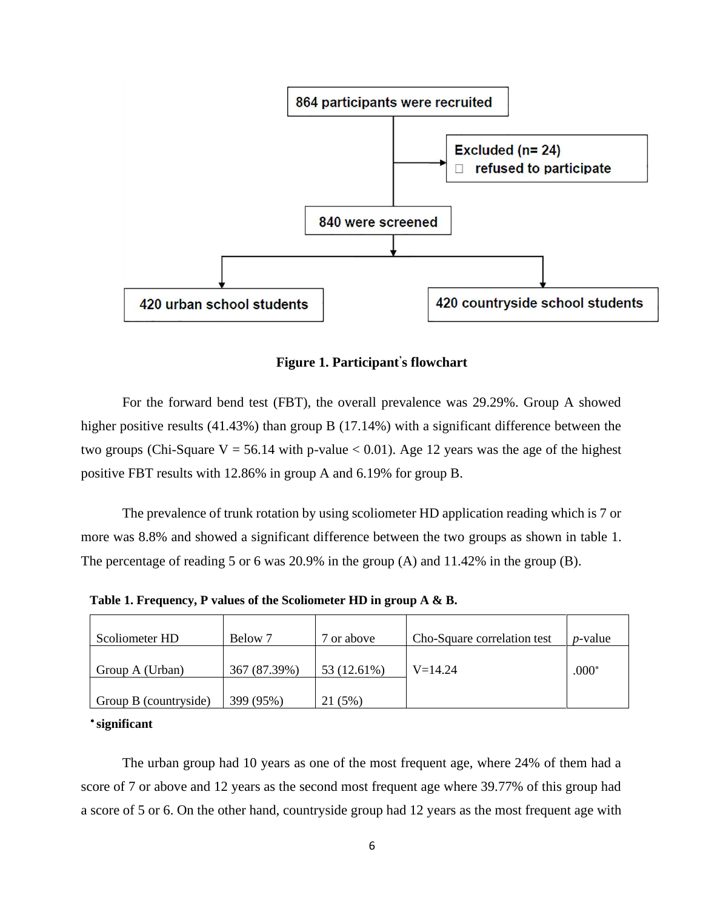864 participants were recruited

Excluded (n= 24)
- refused to participate

840 were screened

420 urban school students

420 countryside school students

**Figure 1. Participant̓s flowchart**

For the forward bend test (FBT), the overall prevalence was 29.29%. Group A showed higher positive results (41.43%) than group B (17.14%) with a significant difference between the two groups (Chi-Square V = 56.14 with p-value < 0.01). Age 12 years was the age of the highest positive FBT results with 12.86% in group A and 6.19% for group B.

The prevalence of trunk rotation by using scoliometer HD application reading which is 7 or more was 8.8% and showed a significant difference between the two groups as shown in table 1. The percentage of reading 5 or 6 was 20.9% in the group (A) and 11.42% in the group (B).

**Table 1. Frequency, P values of the Scoliometer HD in group A & B.**

| Scoliometer HD | Below 7 | 7 or above | Cho-Square correlation test | *p*-value |
|---|---|---|---|---|
| Group A (Urban) | 367 (87.39%) | 53 (12.61%) | V=14.24 | .000* |
| Group B (countryside) | 399 (95%) | 21 (5%) | | |

**\* significant**

The urban group had 10 years as one of the most frequent age, where 24% of them had a score of 7 or above and 12 years as the second most frequent age where 39.77% of this group had a score of 5 or 6. On the other hand, countryside group had 12 years as the most frequent age with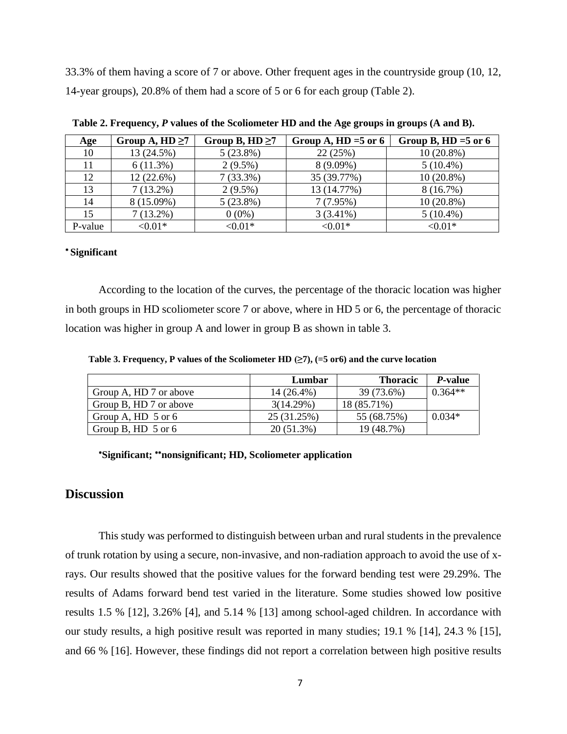33.3% of them having a score of 7 or above. Other frequent ages in the countryside group (10, 12, 14-year groups), 20.8% of them had a score of 5 or 6 for each group (Table 2).

**Table 2. Frequency, *P* values of the Scoliometer HD and the Age groups in groups (A and B).**

| Age | Group A, HD ≥7 | Group B, HD ≥7 | Group A, HD =5 or 6 | Group B, HD =5 or 6 |
|---|---|---|---|---|
| 10 | 13 (24.5%) | 5 (23.8%) | 22 (25%) | 10 (20.8%) |
| 11 | 6 (11.3%) | 2 (9.5%) | 8 (9.09%) | 5 (10.4%) |
| 12 | 12 (22.6%) | 7 (33.3%) | 35 (39.77%) | 10 (20.8%) |
| 13 | 7 (13.2%) | 2 (9.5%) | 13 (14.77%) | 8 (16.7%) |
| 14 | 8 (15.09%) | 5 (23.8%) | 7 (7.95%) | 10 (20.8%) |
| 15 | 7 (13.2%) | 0 (0%) | 3 (3.41%) | 5 (10.4%) |
| P-value | <0.01* | <0.01* | <0.01* | <0.01* |

**\* Significant**

According to the location of the curves, the percentage of the thoracic location was higher in both groups in HD scoliometer score 7 or above, where in HD 5 or 6, the percentage of thoracic location was higher in group A and lower in group B as shown in table 3.

**Table 3. Frequency, P values of the Scoliometer HD (≥7), (=5 or6) and the curve location**

| | Lumbar | Thoracic | *P*-value |
|---|---|---|---|
| Group A, HD 7 or above | 14 (26.4%) | 39 (73.6%) | 0.364** |
| Group B, HD 7 or above | 3(14.29%) | 18 (85.71%) | |
| Group A, HD 5 or 6 | 25 (31.25%) | 55 (68.75%) | 0.034* |
| Group B, HD 5 or 6 | 20 (51.3%) | 19 (48.7%) | |

**\*Significant; \*\*nonsignificant; HD, Scoliometer application**

## Discussion

This study was performed to distinguish between urban and rural students in the prevalence of trunk rotation by using a secure, non-invasive, and non-radiation approach to avoid the use of x-rays. Our results showed that the positive values for the forward bending test were 29.29%. The results of Adams forward bend test varied in the literature. Some studies showed low positive results 1.5 % [12], 3.26% [4], and 5.14 % [13] among school-aged children. In accordance with our study results, a high positive result was reported in many studies; 19.1 % [14], 24.3 % [15], and 66 % [16]. However, these findings did not report a correlation between high positive results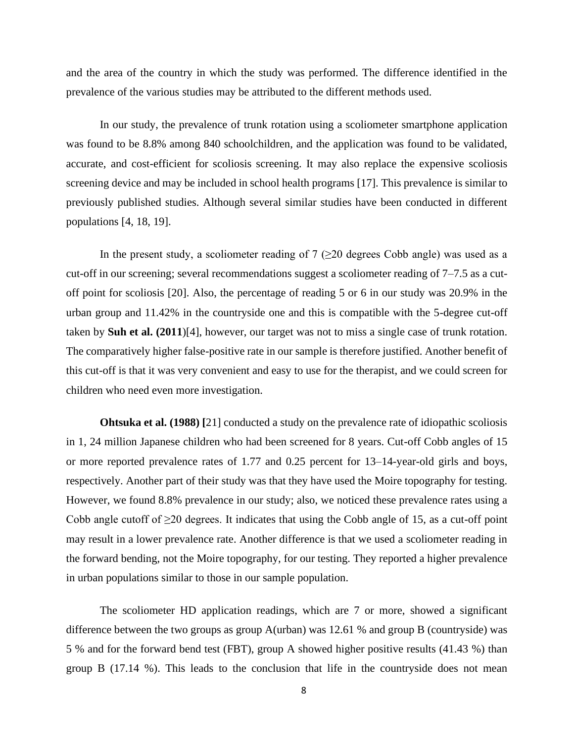and the area of the country in which the study was performed. The difference identified in the prevalence of the various studies may be attributed to the different methods used.

In our study, the prevalence of trunk rotation using a scoliometer smartphone application was found to be 8.8% among 840 schoolchildren, and the application was found to be validated, accurate, and cost-efficient for scoliosis screening. It may also replace the expensive scoliosis screening device and may be included in school health programs [17]. This prevalence is similar to previously published studies. Although several similar studies have been conducted in different populations [4, 18, 19].

In the present study, a scoliometer reading of 7 (≥20 degrees Cobb angle) was used as a cut-off in our screening; several recommendations suggest a scoliometer reading of 7–7.5 as a cut-off point for scoliosis [20]. Also, the percentage of reading 5 or 6 in our study was 20.9% in the urban group and 11.42% in the countryside one and this is compatible with the 5-degree cut-off taken by **Suh et al. (2011**)[4], however, our target was not to miss a single case of trunk rotation. The comparatively higher false-positive rate in our sample is therefore justified. Another benefit of this cut-off is that it was very convenient and easy to use for the therapist, and we could screen for children who need even more investigation.

**Ohtsuka et al. (1988) [**21] conducted a study on the prevalence rate of idiopathic scoliosis in 1, 24 million Japanese children who had been screened for 8 years. Cut-off Cobb angles of 15 or more reported prevalence rates of 1.77 and 0.25 percent for 13–14-year-old girls and boys, respectively. Another part of their study was that they have used the Moire topography for testing. However, we found 8.8% prevalence in our study; also, we noticed these prevalence rates using a Cobb angle cutoff of ≥20 degrees. It indicates that using the Cobb angle of 15, as a cut-off point may result in a lower prevalence rate. Another difference is that we used a scoliometer reading in the forward bending, not the Moire topography, for our testing. They reported a higher prevalence in urban populations similar to those in our sample population.

The scoliometer HD application readings, which are 7 or more, showed a significant difference between the two groups as group A(urban) was 12.61 % and group B (countryside) was 5 % and for the forward bend test (FBT), group A showed higher positive results (41.43 %) than group B (17.14 %). This leads to the conclusion that life in the countryside does not mean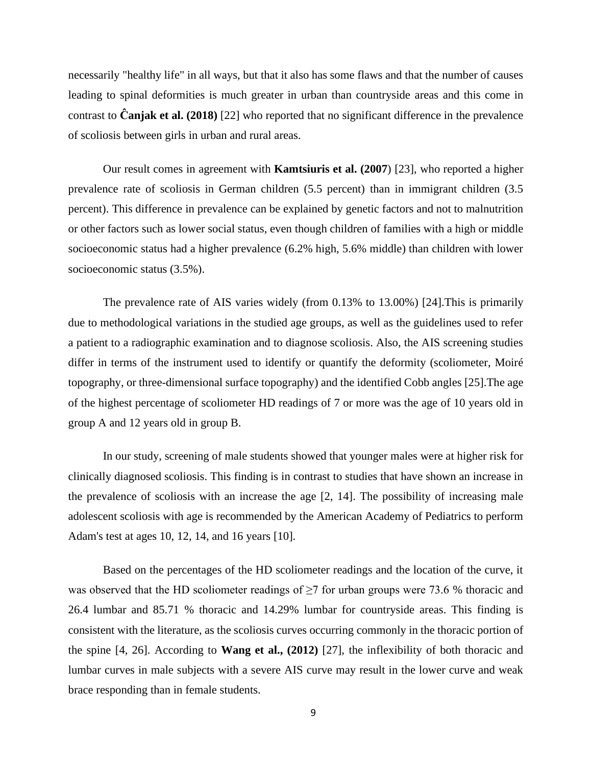necessarily "healthy life" in all ways, but that it also has some flaws and that the number of causes leading to spinal deformities is much greater in urban than countryside areas and this come in contrast to **Ĉanjak et al. (2018)** [22] who reported that no significant difference in the prevalence of scoliosis between girls in urban and rural areas.

Our result comes in agreement with **Kamtsiuris et al. (2007**) [23], who reported a higher prevalence rate of scoliosis in German children (5.5 percent) than in immigrant children (3.5 percent). This difference in prevalence can be explained by genetic factors and not to malnutrition or other factors such as lower social status, even though children of families with a high or middle socioeconomic status had a higher prevalence (6.2% high, 5.6% middle) than children with lower socioeconomic status (3.5%).

The prevalence rate of AIS varies widely (from 0.13% to 13.00%) [24].This is primarily due to methodological variations in the studied age groups, as well as the guidelines used to refer a patient to a radiographic examination and to diagnose scoliosis. Also, the AIS screening studies differ in terms of the instrument used to identify or quantify the deformity (scoliometer, Moiré topography, or three-dimensional surface topography) and the identified Cobb angles [25].The age of the highest percentage of scoliometer HD readings of 7 or more was the age of 10 years old in group A and 12 years old in group B.

In our study, screening of male students showed that younger males were at higher risk for clinically diagnosed scoliosis. This finding is in contrast to studies that have shown an increase in the prevalence of scoliosis with an increase the age [2, 14]. The possibility of increasing male adolescent scoliosis with age is recommended by the American Academy of Pediatrics to perform Adam's test at ages 10, 12, 14, and 16 years [10].

Based on the percentages of the HD scoliometer readings and the location of the curve, it was observed that the HD scoliometer readings of ≥7 for urban groups were 73.6 % thoracic and 26.4 lumbar and 85.71 % thoracic and 14.29% lumbar for countryside areas. This finding is consistent with the literature, as the scoliosis curves occurring commonly in the thoracic portion of the spine [4, 26]. According to **Wang et al., (2012)** [27], the inflexibility of both thoracic and lumbar curves in male subjects with a severe AIS curve may result in the lower curve and weak brace responding than in female students.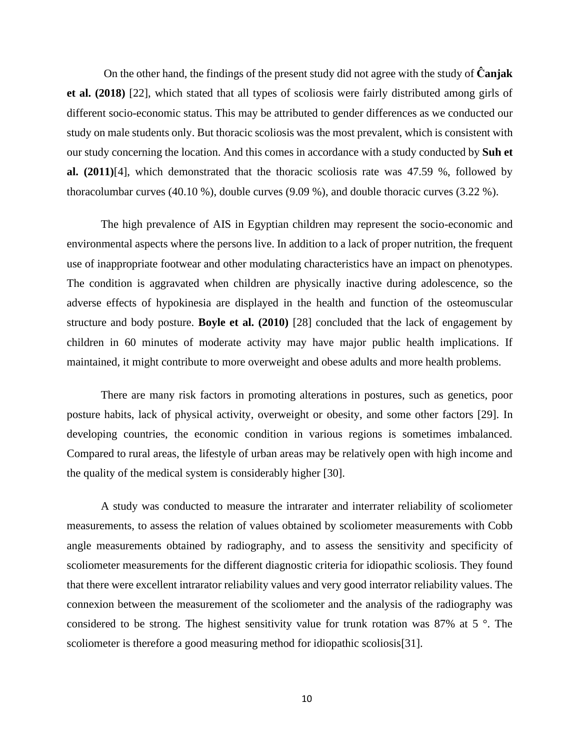On the other hand, the findings of the present study did not agree with the study of **Ĉanjak et al. (2018)** [22], which stated that all types of scoliosis were fairly distributed among girls of different socio-economic status. This may be attributed to gender differences as we conducted our study on male students only. But thoracic scoliosis was the most prevalent, which is consistent with our study concerning the location. And this comes in accordance with a study conducted by **Suh et al. (2011)**[4], which demonstrated that the thoracic scoliosis rate was 47.59 %, followed by thoracolumbar curves (40.10 %), double curves (9.09 %), and double thoracic curves (3.22 %).

The high prevalence of AIS in Egyptian children may represent the socio-economic and environmental aspects where the persons live. In addition to a lack of proper nutrition, the frequent use of inappropriate footwear and other modulating characteristics have an impact on phenotypes. The condition is aggravated when children are physically inactive during adolescence, so the adverse effects of hypokinesia are displayed in the health and function of the osteomuscular structure and body posture. **Boyle et al. (2010)** [28] concluded that the lack of engagement by children in 60 minutes of moderate activity may have major public health implications. If maintained, it might contribute to more overweight and obese adults and more health problems.

There are many risk factors in promoting alterations in postures, such as genetics, poor posture habits, lack of physical activity, overweight or obesity, and some other factors [29]. In developing countries, the economic condition in various regions is sometimes imbalanced. Compared to rural areas, the lifestyle of urban areas may be relatively open with high income and the quality of the medical system is considerably higher [30].

A study was conducted to measure the intrarater and interrater reliability of scoliometer measurements, to assess the relation of values obtained by scoliometer measurements with Cobb angle measurements obtained by radiography, and to assess the sensitivity and specificity of scoliometer measurements for the different diagnostic criteria for idiopathic scoliosis. They found that there were excellent intrarator reliability values and very good interrator reliability values. The connexion between the measurement of the scoliometer and the analysis of the radiography was considered to be strong. The highest sensitivity value for trunk rotation was 87% at 5 °. The scoliometer is therefore a good measuring method for idiopathic scoliosis[31].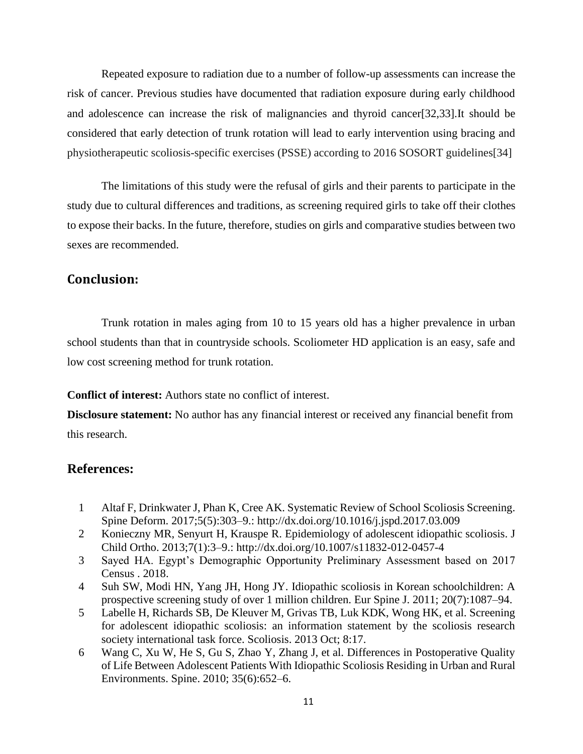Repeated exposure to radiation due to a number of follow-up assessments can increase the risk of cancer. Previous studies have documented that radiation exposure during early childhood and adolescence can increase the risk of malignancies and thyroid cancer[32,33].It should be considered that early detection of trunk rotation will lead to early intervention using bracing and physiotherapeutic scoliosis-specific exercises (PSSE) according to 2016 SOSORT guidelines[34]

The limitations of this study were the refusal of girls and their parents to participate in the study due to cultural differences and traditions, as screening required girls to take off their clothes to expose their backs. In the future, therefore, studies on girls and comparative studies between two sexes are recommended.

## Conclusion:

Trunk rotation in males aging from 10 to 15 years old has a higher prevalence in urban school students than that in countryside schools. Scoliometer HD application is an easy, safe and low cost screening method for trunk rotation.

**Conflict of interest:** Authors state no conflict of interest.

**Disclosure statement:** No author has any financial interest or received any financial benefit from this research.

## References:

1. Altaf F, Drinkwater J, Phan K, Cree AK. Systematic Review of School Scoliosis Screening. Spine Deform. 2017;5(5):303–9.: http://dx.doi.org/10.1016/j.jspd.2017.03.009
2. Konieczny MR, Senyurt H, Krauspe R. Epidemiology of adolescent idiopathic scoliosis. J Child Ortho. 2013;7(1):3–9.: http://dx.doi.org/10.1007/s11832-012-0457-4
3. Sayed HA. Egypt's Demographic Opportunity Preliminary Assessment based on 2017 Census . 2018.
4. Suh SW, Modi HN, Yang JH, Hong JY. Idiopathic scoliosis in Korean schoolchildren: A prospective screening study of over 1 million children. Eur Spine J. 2011; 20(7):1087–94.
5. Labelle H, Richards SB, De Kleuver M, Grivas TB, Luk KDK, Wong HK, et al. Screening for adolescent idiopathic scoliosis: an information statement by the scoliosis research society international task force. Scoliosis. 2013 Oct; 8:17.
6. Wang C, Xu W, He S, Gu S, Zhao Y, Zhang J, et al. Differences in Postoperative Quality of Life Between Adolescent Patients With Idiopathic Scoliosis Residing in Urban and Rural Environments. Spine. 2010; 35(6):652–6.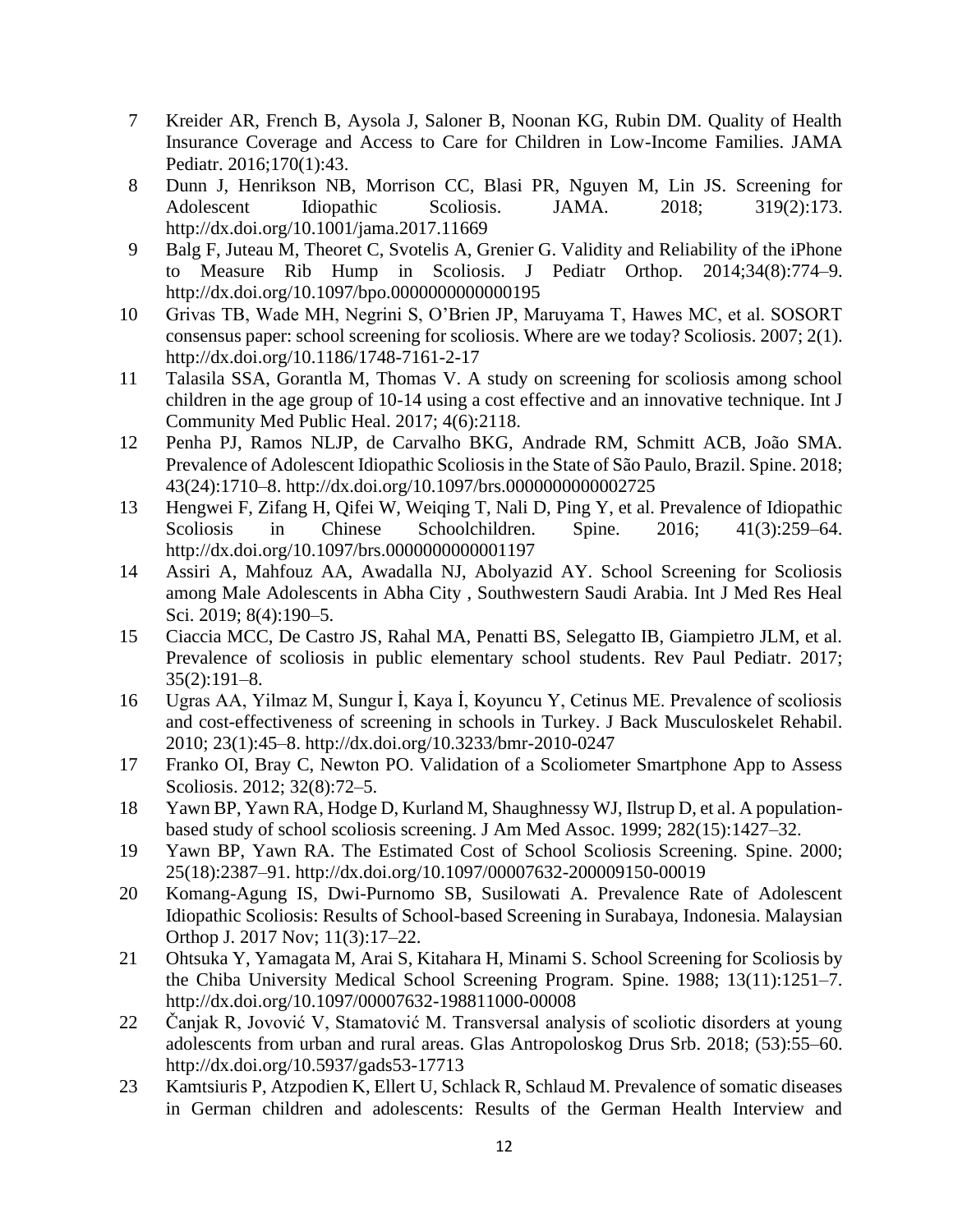7 Kreider AR, French B, Aysola J, Saloner B, Noonan KG, Rubin DM. Quality of Health Insurance Coverage and Access to Care for Children in Low-Income Families. JAMA Pediatr. 2016;170(1):43.

8 Dunn J, Henrikson NB, Morrison CC, Blasi PR, Nguyen M, Lin JS. Screening for Adolescent Idiopathic Scoliosis. JAMA. 2018; 319(2):173. http://dx.doi.org/10.1001/jama.2017.11669

9 Balg F, Juteau M, Theoret C, Svotelis A, Grenier G. Validity and Reliability of the iPhone to Measure Rib Hump in Scoliosis. J Pediatr Orthop. 2014;34(8):774–9. http://dx.doi.org/10.1097/bpo.0000000000000195

10 Grivas TB, Wade MH, Negrini S, O'Brien JP, Maruyama T, Hawes MC, et al. SOSORT consensus paper: school screening for scoliosis. Where are we today? Scoliosis. 2007; 2(1). http://dx.doi.org/10.1186/1748-7161-2-17

11 Talasila SSA, Gorantla M, Thomas V. A study on screening for scoliosis among school children in the age group of 10-14 using a cost effective and an innovative technique. Int J Community Med Public Heal. 2017; 4(6):2118.

12 Penha PJ, Ramos NLJP, de Carvalho BKG, Andrade RM, Schmitt ACB, João SMA. Prevalence of Adolescent Idiopathic Scoliosis in the State of São Paulo, Brazil. Spine. 2018; 43(24):1710–8. http://dx.doi.org/10.1097/brs.0000000000002725

13 Hengwei F, Zifang H, Qifei W, Weiqing T, Nali D, Ping Y, et al. Prevalence of Idiopathic Scoliosis in Chinese Schoolchildren. Spine. 2016; 41(3):259–64. http://dx.doi.org/10.1097/brs.0000000000001197

14 Assiri A, Mahfouz AA, Awadalla NJ, Abolyazid AY. School Screening for Scoliosis among Male Adolescents in Abha City , Southwestern Saudi Arabia. Int J Med Res Heal Sci. 2019; 8(4):190–5.

15 Ciaccia MCC, De Castro JS, Rahal MA, Penatti BS, Selegatto IB, Giampietro JLM, et al. Prevalence of scoliosis in public elementary school students. Rev Paul Pediatr. 2017; 35(2):191–8.

16 Ugras AA, Yilmaz M, Sungur İ, Kaya İ, Koyuncu Y, Cetinus ME. Prevalence of scoliosis and cost-effectiveness of screening in schools in Turkey. J Back Musculoskelet Rehabil. 2010; 23(1):45–8. http://dx.doi.org/10.3233/bmr-2010-0247

17 Franko OI, Bray C, Newton PO. Validation of a Scoliometer Smartphone App to Assess Scoliosis. 2012; 32(8):72–5.

18 Yawn BP, Yawn RA, Hodge D, Kurland M, Shaughnessy WJ, Ilstrup D, et al. A population-based study of school scoliosis screening. J Am Med Assoc. 1999; 282(15):1427–32.

19 Yawn BP, Yawn RA. The Estimated Cost of School Scoliosis Screening. Spine. 2000; 25(18):2387–91. http://dx.doi.org/10.1097/00007632-200009150-00019

20 Komang-Agung IS, Dwi-Purnomo SB, Susilowati A. Prevalence Rate of Adolescent Idiopathic Scoliosis: Results of School-based Screening in Surabaya, Indonesia. Malaysian Orthop J. 2017 Nov; 11(3):17–22.

21 Ohtsuka Y, Yamagata M, Arai S, Kitahara H, Minami S. School Screening for Scoliosis by the Chiba University Medical School Screening Program. Spine. 1988; 13(11):1251–7. http://dx.doi.org/10.1097/00007632-198811000-00008

22 Čanjak R, Jovović V, Stamatović M. Transversal analysis of scoliotic disorders at young adolescents from urban and rural areas. Glas Antropoloskog Drus Srb. 2018; (53):55–60. http://dx.doi.org/10.5937/gads53-17713

23 Kamtsiuris P, Atzpodien K, Ellert U, Schlack R, Schlaud M. Prevalence of somatic diseases in German children and adolescents: Results of the German Health Interview and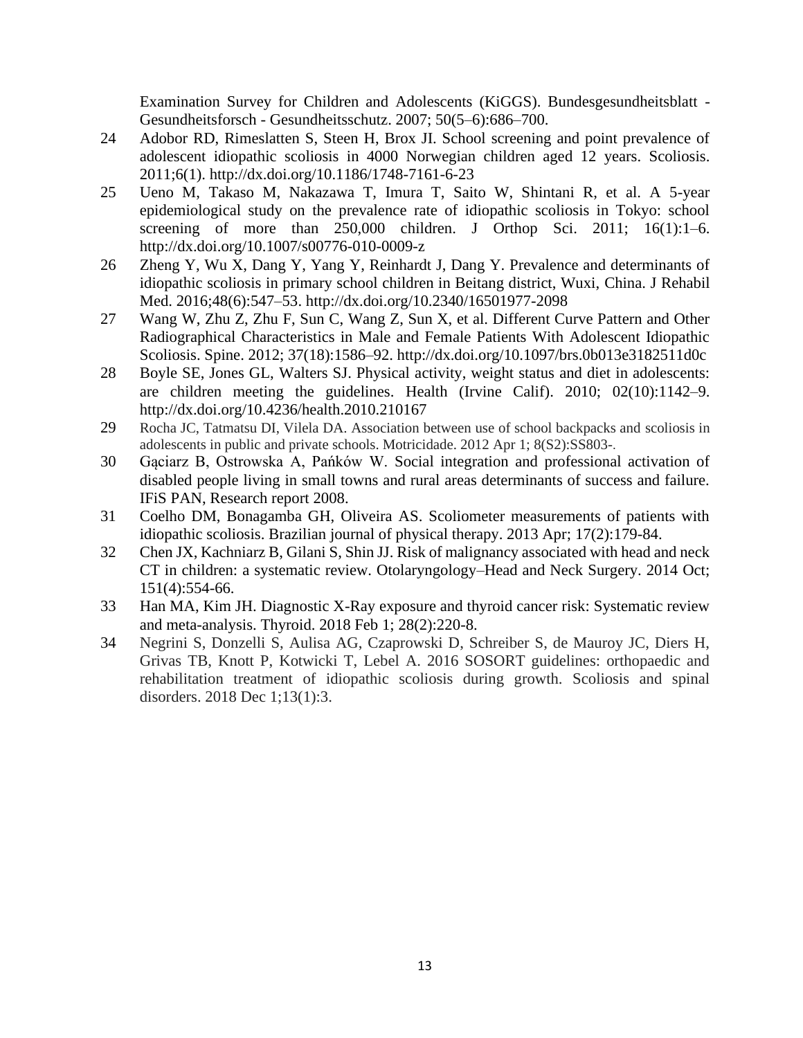Examination Survey for Children and Adolescents (KiGGS). Bundesgesundheitsblatt - Gesundheitsforsch - Gesundheitsschutz. 2007; 50(5–6):686–700.

24 Adobor RD, Rimeslatten S, Steen H, Brox JI. School screening and point prevalence of adolescent idiopathic scoliosis in 4000 Norwegian children aged 12 years. Scoliosis. 2011;6(1). http://dx.doi.org/10.1186/1748-7161-6-23

25 Ueno M, Takaso M, Nakazawa T, Imura T, Saito W, Shintani R, et al. A 5-year epidemiological study on the prevalence rate of idiopathic scoliosis in Tokyo: school screening of more than 250,000 children. J Orthop Sci. 2011; 16(1):1–6. http://dx.doi.org/10.1007/s00776-010-0009-z

26 Zheng Y, Wu X, Dang Y, Yang Y, Reinhardt J, Dang Y. Prevalence and determinants of idiopathic scoliosis in primary school children in Beitang district, Wuxi, China. J Rehabil Med. 2016;48(6):547–53. http://dx.doi.org/10.2340/16501977-2098

27 Wang W, Zhu Z, Zhu F, Sun C, Wang Z, Sun X, et al. Different Curve Pattern and Other Radiographical Characteristics in Male and Female Patients With Adolescent Idiopathic Scoliosis. Spine. 2012; 37(18):1586–92. http://dx.doi.org/10.1097/brs.0b013e3182511d0c

28 Boyle SE, Jones GL, Walters SJ. Physical activity, weight status and diet in adolescents: are children meeting the guidelines. Health (Irvine Calif). 2010; 02(10):1142–9. http://dx.doi.org/10.4236/health.2010.210167

29 Rocha JC, Tatmatsu DI, Vilela DA. Association between use of school backpacks and scoliosis in adolescents in public and private schools. Motricidade. 2012 Apr 1; 8(S2):SS803-.

30 Gąciarz B, Ostrowska A, Pańków W. Social integration and professional activation of disabled people living in small towns and rural areas determinants of success and failure. IFiS PAN, Research report 2008.

31 Coelho DM, Bonagamba GH, Oliveira AS. Scoliometer measurements of patients with idiopathic scoliosis. Brazilian journal of physical therapy. 2013 Apr; 17(2):179-84.

32 Chen JX, Kachniarz B, Gilani S, Shin JJ. Risk of malignancy associated with head and neck CT in children: a systematic review. Otolaryngology–Head and Neck Surgery. 2014 Oct; 151(4):554-66.

33 Han MA, Kim JH. Diagnostic X-Ray exposure and thyroid cancer risk: Systematic review and meta-analysis. Thyroid. 2018 Feb 1; 28(2):220-8.

34 Negrini S, Donzelli S, Aulisa AG, Czaprowski D, Schreiber S, de Mauroy JC, Diers H, Grivas TB, Knott P, Kotwicki T, Lebel A. 2016 SOSORT guidelines: orthopaedic and rehabilitation treatment of idiopathic scoliosis during growth. Scoliosis and spinal disorders. 2018 Dec 1;13(1):3.